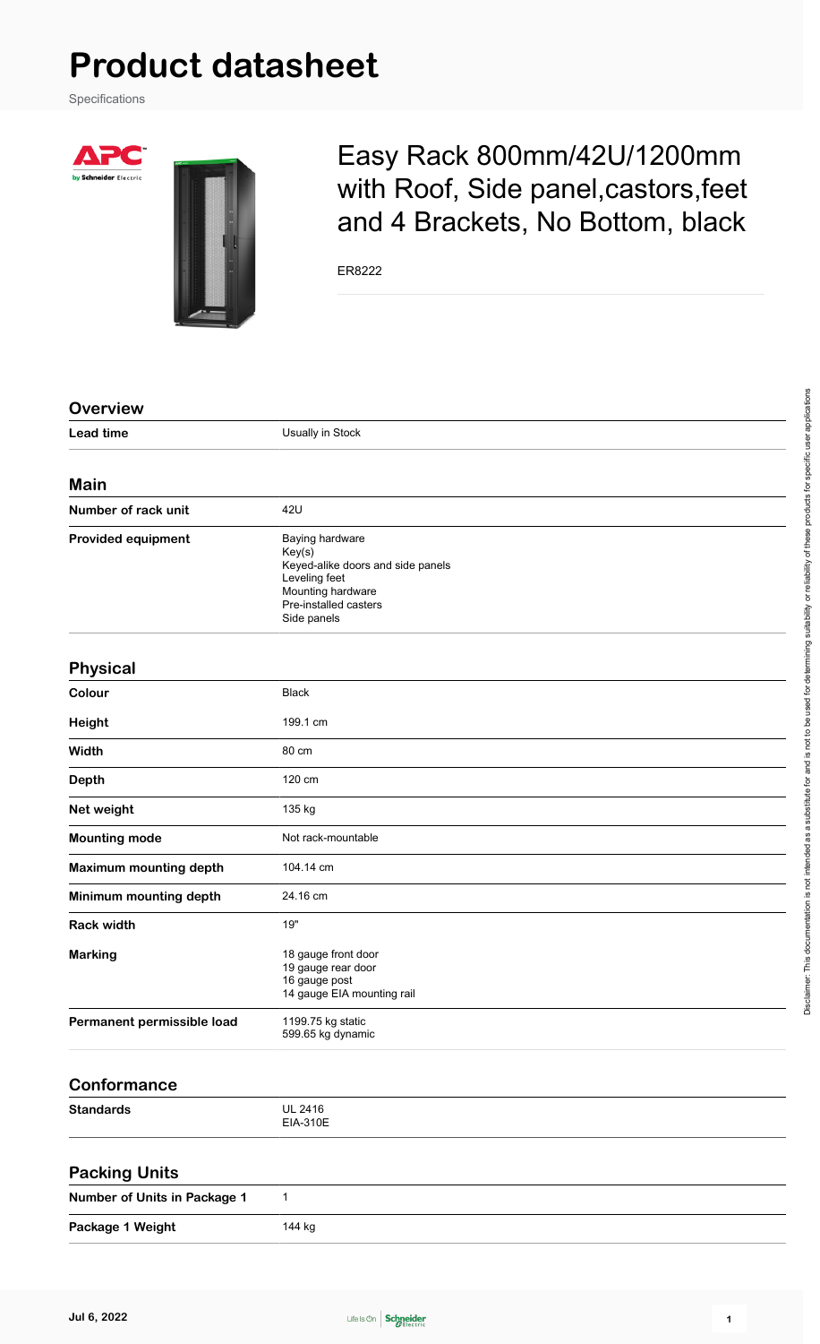# Product datasheet

Specifications

## Easy Rack 800mm/42U/1200mm with Roof, Side panel,castors,feet and 4 Brackets, No Bottom, black

ER8222

### Overview

| | |
|---|---|
| **Lead time** | Usually in Stock |

### Main

| | |
|---|---|
| **Number of rack unit** | 42U |
| **Provided equipment** | Baying hardware<br>Key(s)<br>Keyed-alike doors and side panels<br>Leveling feet<br>Mounting hardware<br>Pre-installed casters<br>Side panels |

### Physical

| | |
|---|---|
| **Colour** | Black |
| **Height** | 199.1 cm |
| **Width** | 80 cm |
| **Depth** | 120 cm |
| **Net weight** | 135 kg |
| **Mounting mode** | Not rack-mountable |
| **Maximum mounting depth** | 104.14 cm |
| **Minimum mounting depth** | 24.16 cm |
| **Rack width** | 19" |
| **Marking** | 18 gauge front door<br>19 gauge rear door<br>16 gauge post<br>14 gauge EIA mounting rail |
| **Permanent permissible load** | 1199.75 kg static<br>599.65 kg dynamic |

### Conformance

| | |
|---|---|
| **Standards** | UL 2416<br>EIA-310E |

### Packing Units

| | |
|---|---|
| **Number of Units in Package 1** | 1 |
| **Package 1 Weight** | 144 kg |

Disclaimer: This documentation is not intended as a substitute for and is not to be used for determining suitability or reliability of these products for specific user applications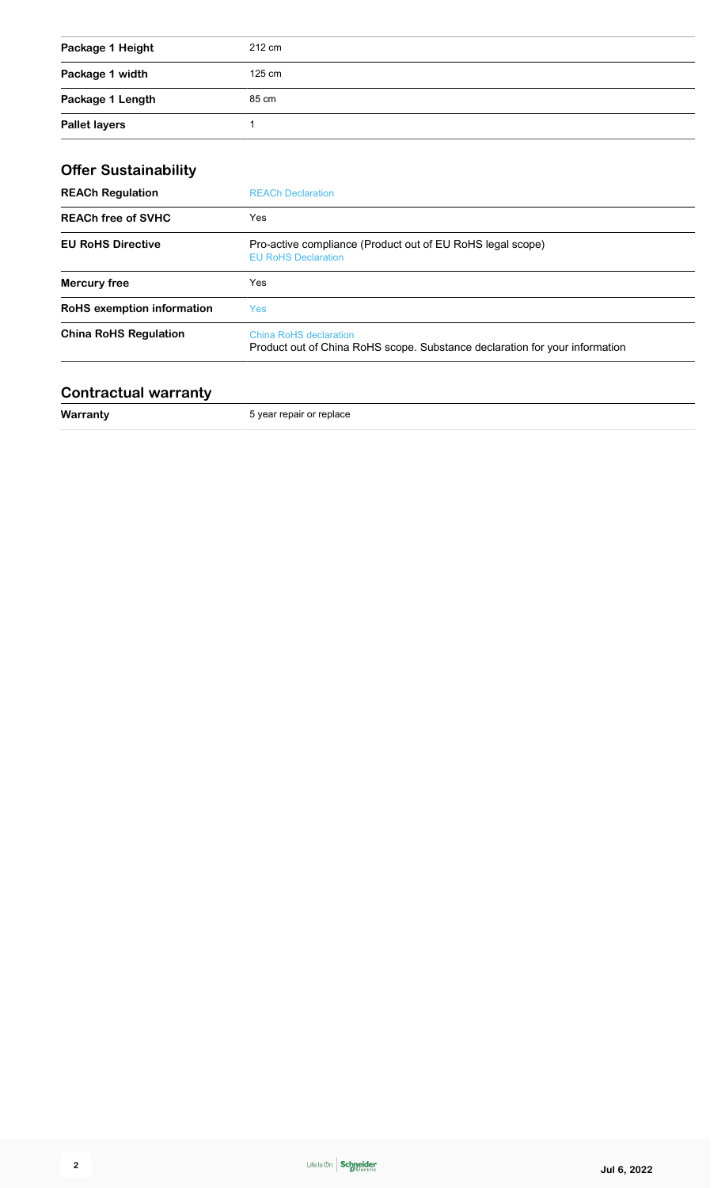| | |
|---|---|
| **Package 1 Height** | 212 cm |
| **Package 1 width** | 125 cm |
| **Package 1 Length** | 85 cm |
| **Pallet layers** | 1 |

## Offer Sustainability

| | |
|---|---|
| **REACh Regulation** | REACh Declaration |
| **REACh free of SVHC** | Yes |
| **EU RoHS Directive** | Pro-active compliance (Product out of EU RoHS legal scope)<br>EU RoHS Declaration |
| **Mercury free** | Yes |
| **RoHS exemption information** | Yes |
| **China RoHS Regulation** | China RoHS declaration<br>Product out of China RoHS scope. Substance declaration for your information |

## Contractual warranty

| | |
|---|---|
| **Warranty** | 5 year repair or replace |